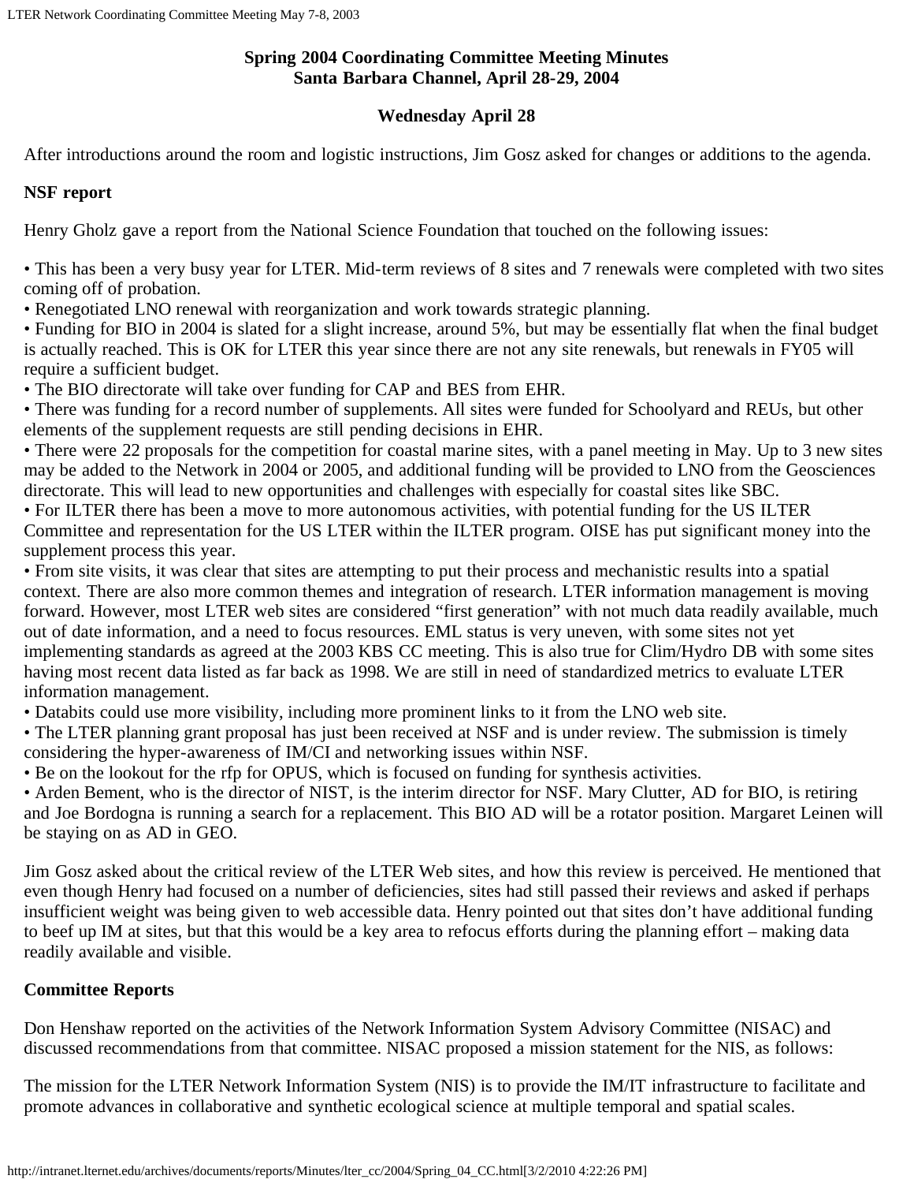# Spring 2004 Coordinating Committee Meeting Minutes
# Santa Barbara Channel, April 28-29, 2004

## Wednesday April 28

After introductions around the room and logistic instructions, Jim Gosz asked for changes or additions to the agenda.

**NSF report**

Henry Gholz gave a report from the National Science Foundation that touched on the following issues:

- This has been a very busy year for LTER. Mid-term reviews of 8 sites and 7 renewals were completed with two sites coming off of probation.
- Renegotiated LNO renewal with reorganization and work towards strategic planning.
- Funding for BIO in 2004 is slated for a slight increase, around 5%, but may be essentially flat when the final budget is actually reached. This is OK for LTER this year since there are not any site renewals, but renewals in FY05 will require a sufficient budget.
- The BIO directorate will take over funding for CAP and BES from EHR.
- There was funding for a record number of supplements. All sites were funded for Schoolyard and REUs, but other elements of the supplement requests are still pending decisions in EHR.
- There were 22 proposals for the competition for coastal marine sites, with a panel meeting in May. Up to 3 new sites may be added to the Network in 2004 or 2005, and additional funding will be provided to LNO from the Geosciences directorate. This will lead to new opportunities and challenges with especially for coastal sites like SBC.
- For ILTER there has been a move to more autonomous activities, with potential funding for the US ILTER Committee and representation for the US LTER within the ILTER program. OISE has put significant money into the supplement process this year.
- From site visits, it was clear that sites are attempting to put their process and mechanistic results into a spatial context. There are also more common themes and integration of research. LTER information management is moving forward. However, most LTER web sites are considered "first generation" with not much data readily available, much out of date information, and a need to focus resources. EML status is very uneven, with some sites not yet implementing standards as agreed at the 2003 KBS CC meeting. This is also true for Clim/Hydro DB with some sites having most recent data listed as far back as 1998. We are still in need of standardized metrics to evaluate LTER information management.
- Databits could use more visibility, including more prominent links to it from the LNO web site.
- The LTER planning grant proposal has just been received at NSF and is under review. The submission is timely considering the hyper-awareness of IM/CI and networking issues within NSF.
- Be on the lookout for the rfp for OPUS, which is focused on funding for synthesis activities.
- Arden Bement, who is the director of NIST, is the interim director for NSF. Mary Clutter, AD for BIO, is retiring and Joe Bordogna is running a search for a replacement. This BIO AD will be a rotator position. Margaret Leinen will be staying on as AD in GEO.

Jim Gosz asked about the critical review of the LTER Web sites, and how this review is perceived. He mentioned that even though Henry had focused on a number of deficiencies, sites had still passed their reviews and asked if perhaps insufficient weight was being given to web accessible data. Henry pointed out that sites don't have additional funding to beef up IM at sites, but that this would be a key area to refocus efforts during the planning effort – making data readily available and visible.

**Committee Reports**

Don Henshaw reported on the activities of the Network Information System Advisory Committee (NISAC) and discussed recommendations from that committee. NISAC proposed a mission statement for the NIS, as follows:

The mission for the LTER Network Information System (NIS) is to provide the IM/IT infrastructure to facilitate and promote advances in collaborative and synthetic ecological science at multiple temporal and spatial scales.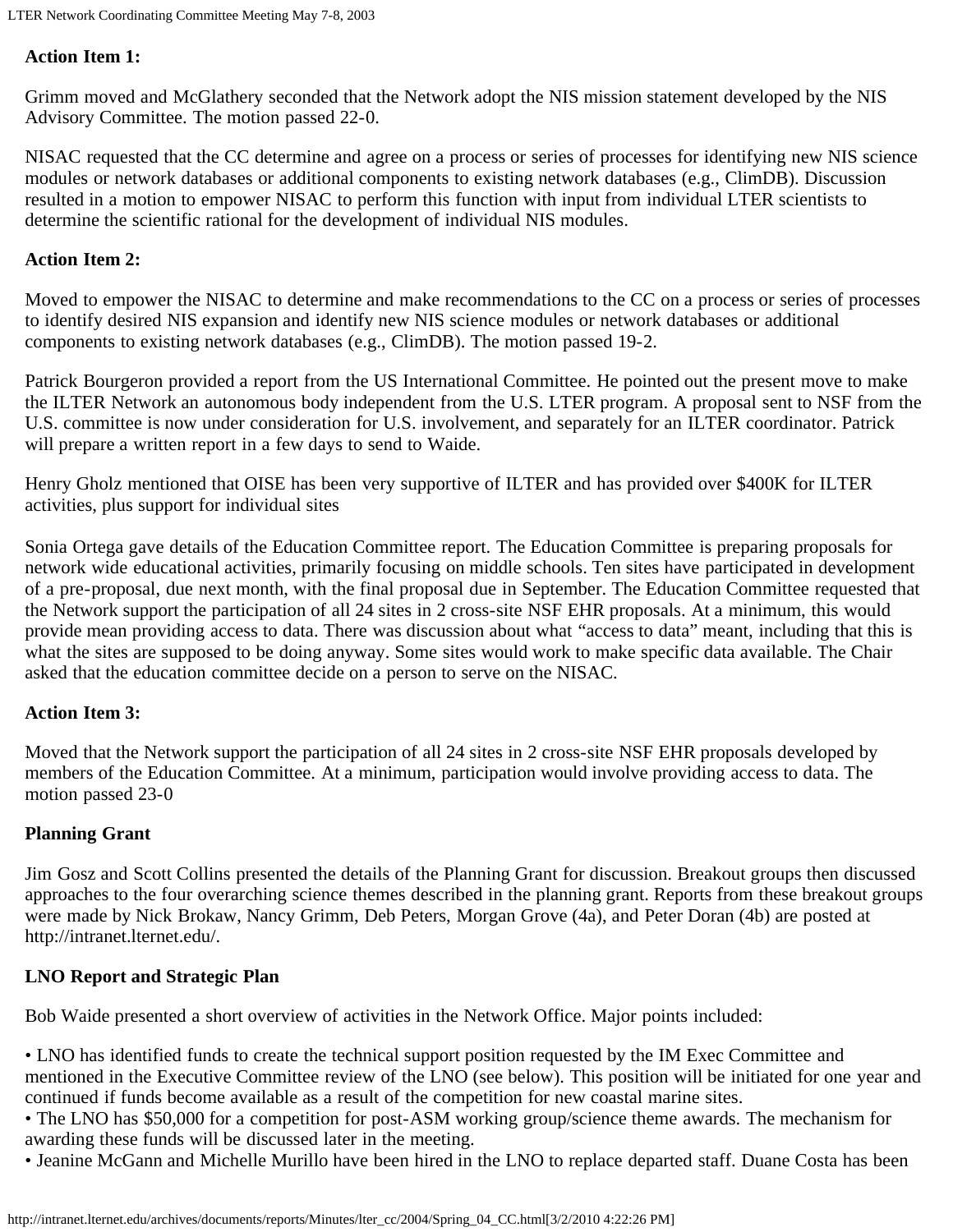**Action Item 1:**

Grimm moved and McGlathery seconded that the Network adopt the NIS mission statement developed by the NIS Advisory Committee. The motion passed 22-0.

NISAC requested that the CC determine and agree on a process or series of processes for identifying new NIS science modules or network databases or additional components to existing network databases (e.g., ClimDB). Discussion resulted in a motion to empower NISAC to perform this function with input from individual LTER scientists to determine the scientific rational for the development of individual NIS modules.

**Action Item 2:**

Moved to empower the NISAC to determine and make recommendations to the CC on a process or series of processes to identify desired NIS expansion and identify new NIS science modules or network databases or additional components to existing network databases (e.g., ClimDB). The motion passed 19-2.

Patrick Bourgeron provided a report from the US International Committee. He pointed out the present move to make the ILTER Network an autonomous body independent from the U.S. LTER program. A proposal sent to NSF from the U.S. committee is now under consideration for U.S. involvement, and separately for an ILTER coordinator. Patrick will prepare a written report in a few days to send to Waide.

Henry Gholz mentioned that OISE has been very supportive of ILTER and has provided over $400K for ILTER activities, plus support for individual sites

Sonia Ortega gave details of the Education Committee report. The Education Committee is preparing proposals for network wide educational activities, primarily focusing on middle schools. Ten sites have participated in development of a pre-proposal, due next month, with the final proposal due in September. The Education Committee requested that the Network support the participation of all 24 sites in 2 cross-site NSF EHR proposals. At a minimum, this would provide mean providing access to data. There was discussion about what "access to data" meant, including that this is what the sites are supposed to be doing anyway. Some sites would work to make specific data available. The Chair asked that the education committee decide on a person to serve on the NISAC.

**Action Item 3:**

Moved that the Network support the participation of all 24 sites in 2 cross-site NSF EHR proposals developed by members of the Education Committee. At a minimum, participation would involve providing access to data. The motion passed 23-0

**Planning Grant**

Jim Gosz and Scott Collins presented the details of the Planning Grant for discussion. Breakout groups then discussed approaches to the four overarching science themes described in the planning grant. Reports from these breakout groups were made by Nick Brokaw, Nancy Grimm, Deb Peters, Morgan Grove (4a), and Peter Doran (4b) are posted at http://intranet.lternet.edu/.

**LNO Report and Strategic Plan**

Bob Waide presented a short overview of activities in the Network Office. Major points included:

- LNO has identified funds to create the technical support position requested by the IM Exec Committee and mentioned in the Executive Committee review of the LNO (see below). This position will be initiated for one year and continued if funds become available as a result of the competition for new coastal marine sites.
- The LNO has $50,000 for a competition for post-ASM working group/science theme awards. The mechanism for awarding these funds will be discussed later in the meeting.
- Jeanine McGann and Michelle Murillo have been hired in the LNO to replace departed staff. Duane Costa has been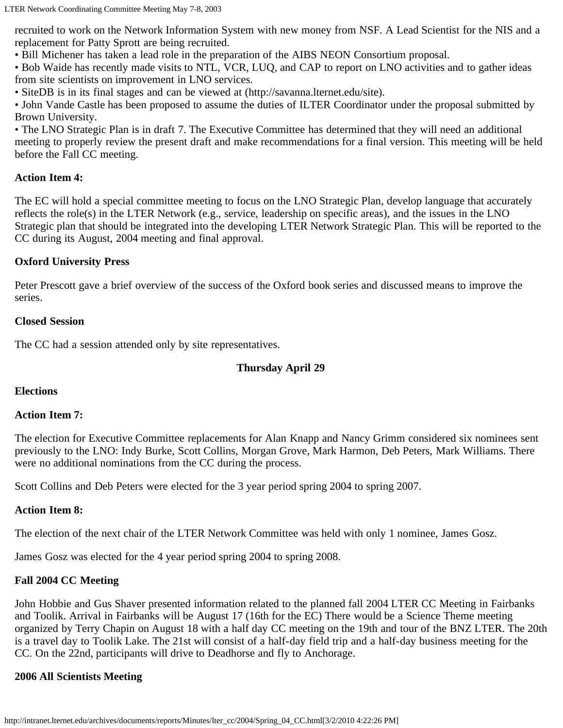recruited to work on the Network Information System with new money from NSF. A Lead Scientist for the NIS and a replacement for Patty Sprott are being recruited.

- Bill Michener has taken a lead role in the preparation of the AIBS NEON Consortium proposal.
- Bob Waide has recently made visits to NTL, VCR, LUQ, and CAP to report on LNO activities and to gather ideas from site scientists on improvement in LNO services.
- SiteDB is in its final stages and can be viewed at (http://savanna.lternet.edu/site).
- John Vande Castle has been proposed to assume the duties of ILTER Coordinator under the proposal submitted by Brown University.
- The LNO Strategic Plan is in draft 7. The Executive Committee has determined that they will need an additional meeting to properly review the present draft and make recommendations for a final version. This meeting will be held before the Fall CC meeting.

**Action Item 4:**

The EC will hold a special committee meeting to focus on the LNO Strategic Plan, develop language that accurately reflects the role(s) in the LTER Network (e.g., service, leadership on specific areas), and the issues in the LNO Strategic plan that should be integrated into the developing LTER Network Strategic Plan. This will be reported to the CC during its August, 2004 meeting and final approval.

**Oxford University Press**

Peter Prescott gave a brief overview of the success of the Oxford book series and discussed means to improve the series.

**Closed Session**

The CC had a session attended only by site representatives.

**Thursday April 29**

**Elections**

**Action Item 7:**

The election for Executive Committee replacements for Alan Knapp and Nancy Grimm considered six nominees sent previously to the LNO: Indy Burke, Scott Collins, Morgan Grove, Mark Harmon, Deb Peters, Mark Williams. There were no additional nominations from the CC during the process.

Scott Collins and Deb Peters were elected for the 3 year period spring 2004 to spring 2007.

**Action Item 8:**

The election of the next chair of the LTER Network Committee was held with only 1 nominee, James Gosz.

James Gosz was elected for the 4 year period spring 2004 to spring 2008.

**Fall 2004 CC Meeting**

John Hobbie and Gus Shaver presented information related to the planned fall 2004 LTER CC Meeting in Fairbanks and Toolik. Arrival in Fairbanks will be August 17 (16th for the EC) There would be a Science Theme meeting organized by Terry Chapin on August 18 with a half day CC meeting on the 19th and tour of the BNZ LTER. The 20th is a travel day to Toolik Lake. The 21st will consist of a half-day field trip and a half-day business meeting for the CC. On the 22nd, participants will drive to Deadhorse and fly to Anchorage.

**2006 All Scientists Meeting**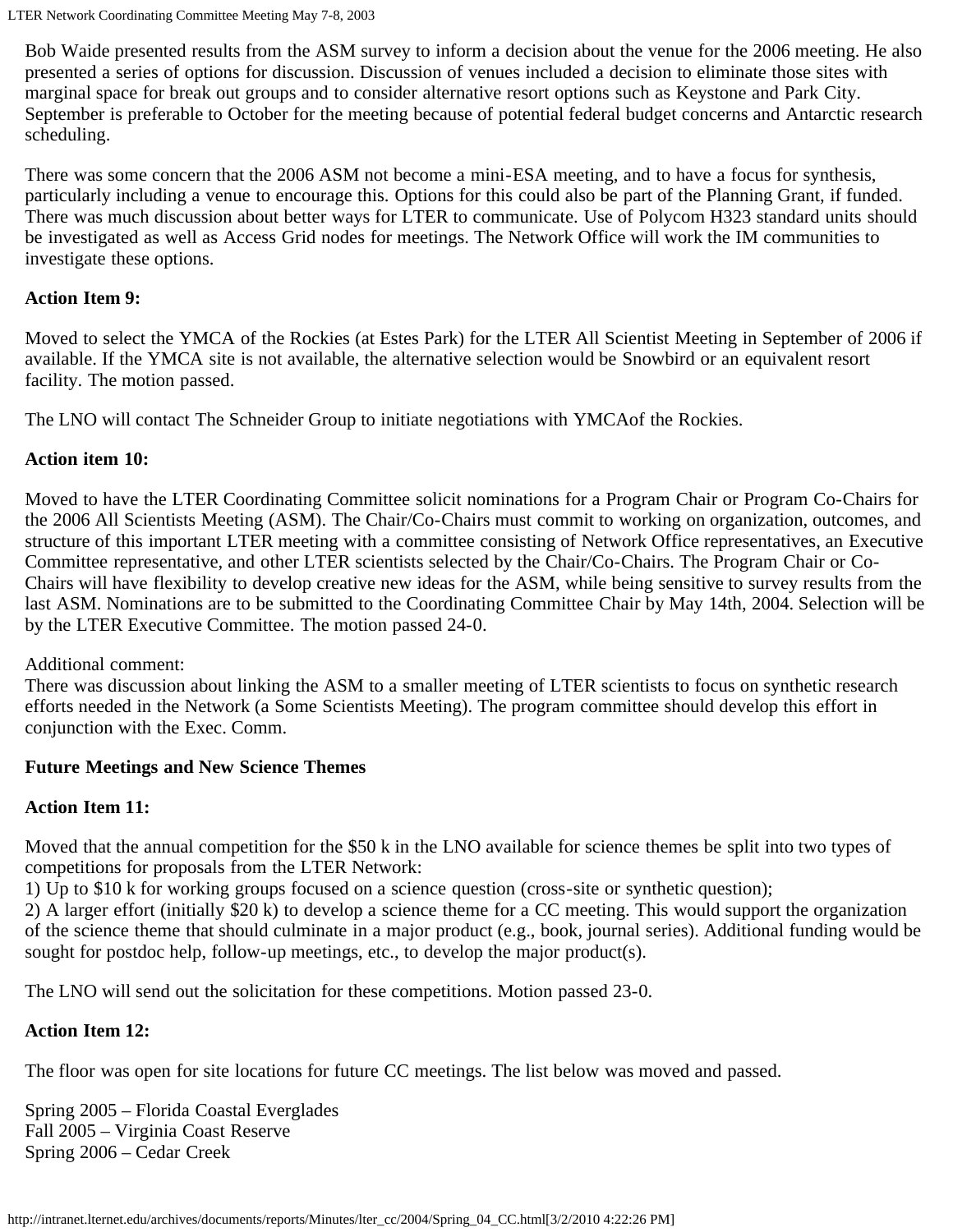Bob Waide presented results from the ASM survey to inform a decision about the venue for the 2006 meeting. He also presented a series of options for discussion. Discussion of venues included a decision to eliminate those sites with marginal space for break out groups and to consider alternative resort options such as Keystone and Park City. September is preferable to October for the meeting because of potential federal budget concerns and Antarctic research scheduling.

There was some concern that the 2006 ASM not become a mini-ESA meeting, and to have a focus for synthesis, particularly including a venue to encourage this. Options for this could also be part of the Planning Grant, if funded. There was much discussion about better ways for LTER to communicate. Use of Polycom H323 standard units should be investigated as well as Access Grid nodes for meetings. The Network Office will work the IM communities to investigate these options.

**Action Item 9:**

Moved to select the YMCA of the Rockies (at Estes Park) for the LTER All Scientist Meeting in September of 2006 if available. If the YMCA site is not available, the alternative selection would be Snowbird or an equivalent resort facility. The motion passed.

The LNO will contact The Schneider Group to initiate negotiations with YMCAof the Rockies.

**Action item 10:**

Moved to have the LTER Coordinating Committee solicit nominations for a Program Chair or Program Co-Chairs for the 2006 All Scientists Meeting (ASM). The Chair/Co-Chairs must commit to working on organization, outcomes, and structure of this important LTER meeting with a committee consisting of Network Office representatives, an Executive Committee representative, and other LTER scientists selected by the Chair/Co-Chairs. The Program Chair or Co-Chairs will have flexibility to develop creative new ideas for the ASM, while being sensitive to survey results from the last ASM. Nominations are to be submitted to the Coordinating Committee Chair by May 14th, 2004. Selection will be by the LTER Executive Committee. The motion passed 24-0.

Additional comment:
There was discussion about linking the ASM to a smaller meeting of LTER scientists to focus on synthetic research efforts needed in the Network (a Some Scientists Meeting). The program committee should develop this effort in conjunction with the Exec. Comm.

**Future Meetings and New Science Themes**

**Action Item 11:**

Moved that the annual competition for the $50 k in the LNO available for science themes be split into two types of competitions for proposals from the LTER Network:
1) Up to $10 k for working groups focused on a science question (cross-site or synthetic question);
2) A larger effort (initially $20 k) to develop a science theme for a CC meeting. This would support the organization of the science theme that should culminate in a major product (e.g., book, journal series). Additional funding would be sought for postdoc help, follow-up meetings, etc., to develop the major product(s).

The LNO will send out the solicitation for these competitions. Motion passed 23-0.

**Action Item 12:**

The floor was open for site locations for future CC meetings. The list below was moved and passed.

Spring 2005 – Florida Coastal Everglades
Fall 2005 – Virginia Coast Reserve
Spring 2006 – Cedar Creek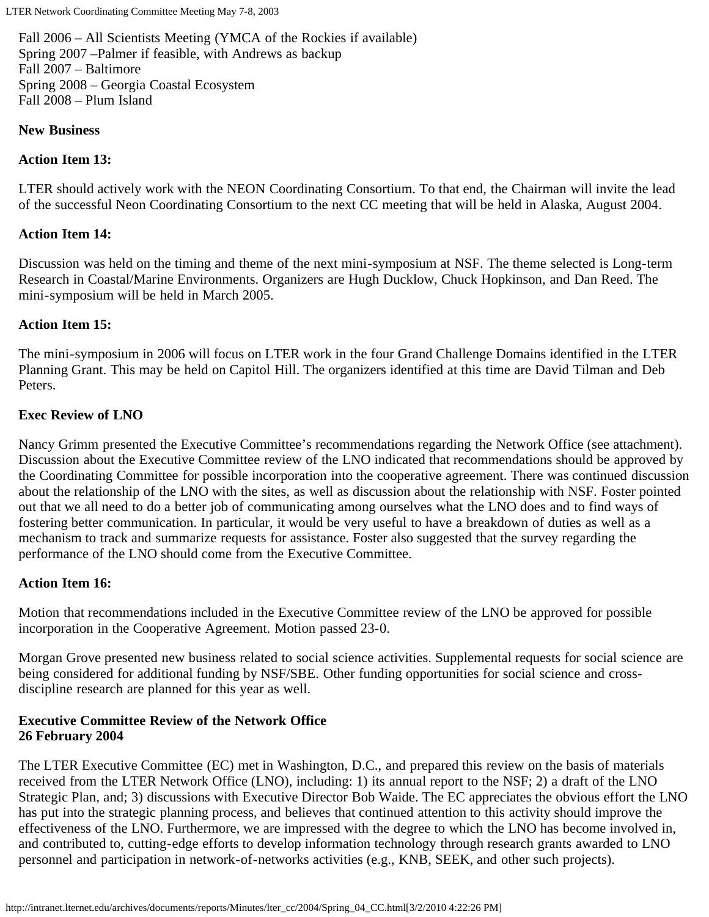Fall 2006 – All Scientists Meeting (YMCA of the Rockies if available)
Spring 2007 –Palmer if feasible, with Andrews as backup
Fall 2007 – Baltimore
Spring 2008 – Georgia Coastal Ecosystem
Fall 2008 – Plum Island

**New Business**

**Action Item 13:**

LTER should actively work with the NEON Coordinating Consortium. To that end, the Chairman will invite the lead of the successful Neon Coordinating Consortium to the next CC meeting that will be held in Alaska, August 2004.

**Action Item 14:**

Discussion was held on the timing and theme of the next mini-symposium at NSF. The theme selected is Long-term Research in Coastal/Marine Environments. Organizers are Hugh Ducklow, Chuck Hopkinson, and Dan Reed. The mini-symposium will be held in March 2005.

**Action Item 15:**

The mini-symposium in 2006 will focus on LTER work in the four Grand Challenge Domains identified in the LTER Planning Grant. This may be held on Capitol Hill. The organizers identified at this time are David Tilman and Deb Peters.

**Exec Review of LNO**

Nancy Grimm presented the Executive Committee's recommendations regarding the Network Office (see attachment). Discussion about the Executive Committee review of the LNO indicated that recommendations should be approved by the Coordinating Committee for possible incorporation into the cooperative agreement. There was continued discussion about the relationship of the LNO with the sites, as well as discussion about the relationship with NSF. Foster pointed out that we all need to do a better job of communicating among ourselves what the LNO does and to find ways of fostering better communication. In particular, it would be very useful to have a breakdown of duties as well as a mechanism to track and summarize requests for assistance. Foster also suggested that the survey regarding the performance of the LNO should come from the Executive Committee.

**Action Item 16:**

Motion that recommendations included in the Executive Committee review of the LNO be approved for possible incorporation in the Cooperative Agreement. Motion passed 23-0.

Morgan Grove presented new business related to social science activities. Supplemental requests for social science are being considered for additional funding by NSF/SBE. Other funding opportunities for social science and cross-discipline research are planned for this year as well.

**Executive Committee Review of the Network Office**
**26 February 2004**

The LTER Executive Committee (EC) met in Washington, D.C., and prepared this review on the basis of materials received from the LTER Network Office (LNO), including: 1) its annual report to the NSF; 2) a draft of the LNO Strategic Plan, and; 3) discussions with Executive Director Bob Waide. The EC appreciates the obvious effort the LNO has put into the strategic planning process, and believes that continued attention to this activity should improve the effectiveness of the LNO. Furthermore, we are impressed with the degree to which the LNO has become involved in, and contributed to, cutting-edge efforts to develop information technology through research grants awarded to LNO personnel and participation in network-of-networks activities (e.g., KNB, SEEK, and other such projects).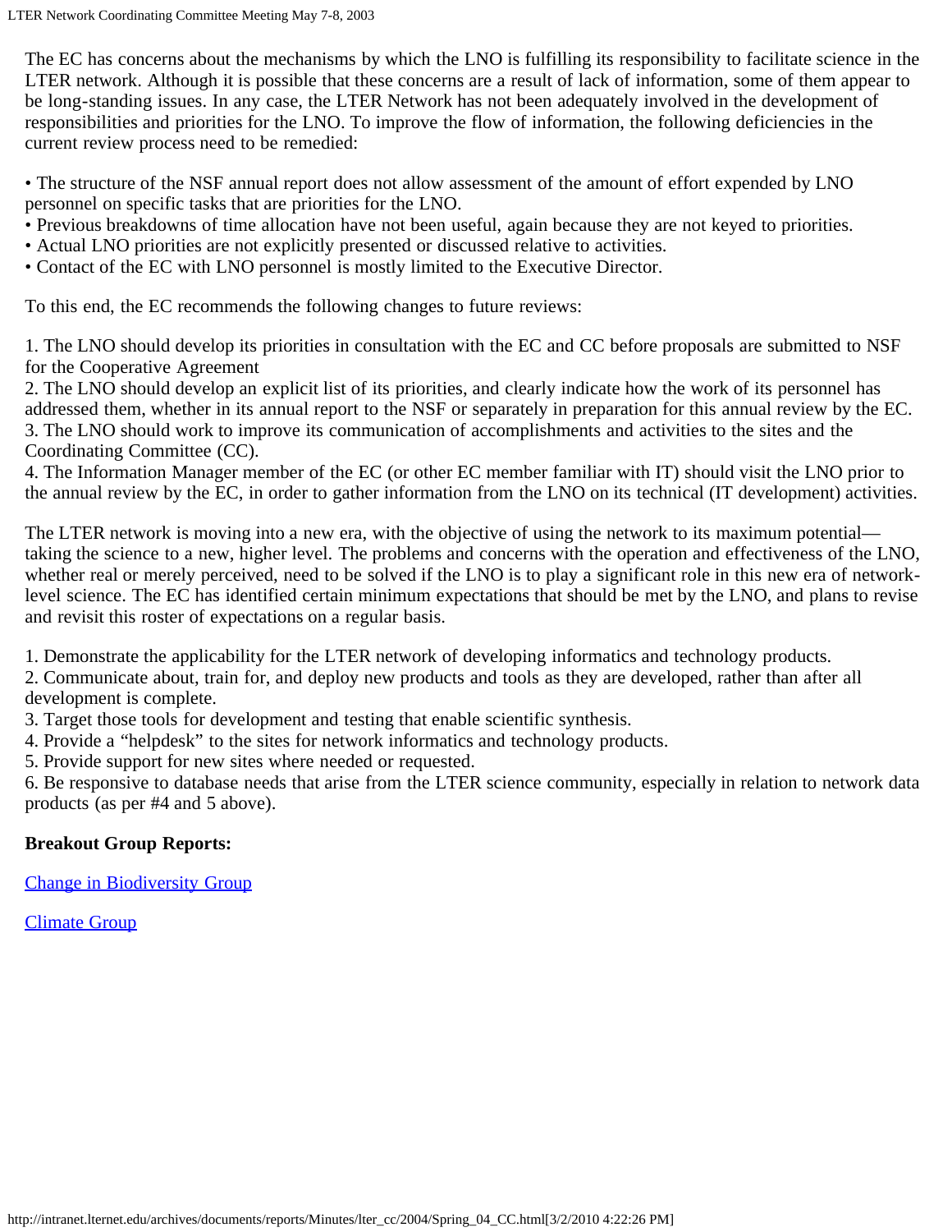The EC has concerns about the mechanisms by which the LNO is fulfilling its responsibility to facilitate science in the LTER network. Although it is possible that these concerns are a result of lack of information, some of them appear to be long-standing issues. In any case, the LTER Network has not been adequately involved in the development of responsibilities and priorities for the LNO. To improve the flow of information, the following deficiencies in the current review process need to be remedied:

- The structure of the NSF annual report does not allow assessment of the amount of effort expended by LNO personnel on specific tasks that are priorities for the LNO.
- Previous breakdowns of time allocation have not been useful, again because they are not keyed to priorities.
- Actual LNO priorities are not explicitly presented or discussed relative to activities.
- Contact of the EC with LNO personnel is mostly limited to the Executive Director.

To this end, the EC recommends the following changes to future reviews:

1. The LNO should develop its priorities in consultation with the EC and CC before proposals are submitted to NSF for the Cooperative Agreement
2. The LNO should develop an explicit list of its priorities, and clearly indicate how the work of its personnel has addressed them, whether in its annual report to the NSF or separately in preparation for this annual review by the EC.
3. The LNO should work to improve its communication of accomplishments and activities to the sites and the Coordinating Committee (CC).
4. The Information Manager member of the EC (or other EC member familiar with IT) should visit the LNO prior to the annual review by the EC, in order to gather information from the LNO on its technical (IT development) activities.

The LTER network is moving into a new era, with the objective of using the network to its maximum potential—taking the science to a new, higher level. The problems and concerns with the operation and effectiveness of the LNO, whether real or merely perceived, need to be solved if the LNO is to play a significant role in this new era of network-level science. The EC has identified certain minimum expectations that should be met by the LNO, and plans to revise and revisit this roster of expectations on a regular basis.

1. Demonstrate the applicability for the LTER network of developing informatics and technology products.
2. Communicate about, train for, and deploy new products and tools as they are developed, rather than after all development is complete.
3. Target those tools for development and testing that enable scientific synthesis.
4. Provide a "helpdesk" to the sites for network informatics and technology products.
5. Provide support for new sites where needed or requested.
6. Be responsive to database needs that arise from the LTER science community, especially in relation to network data products (as per #4 and 5 above).

**Breakout Group Reports:**

Change in Biodiversity Group

Climate Group